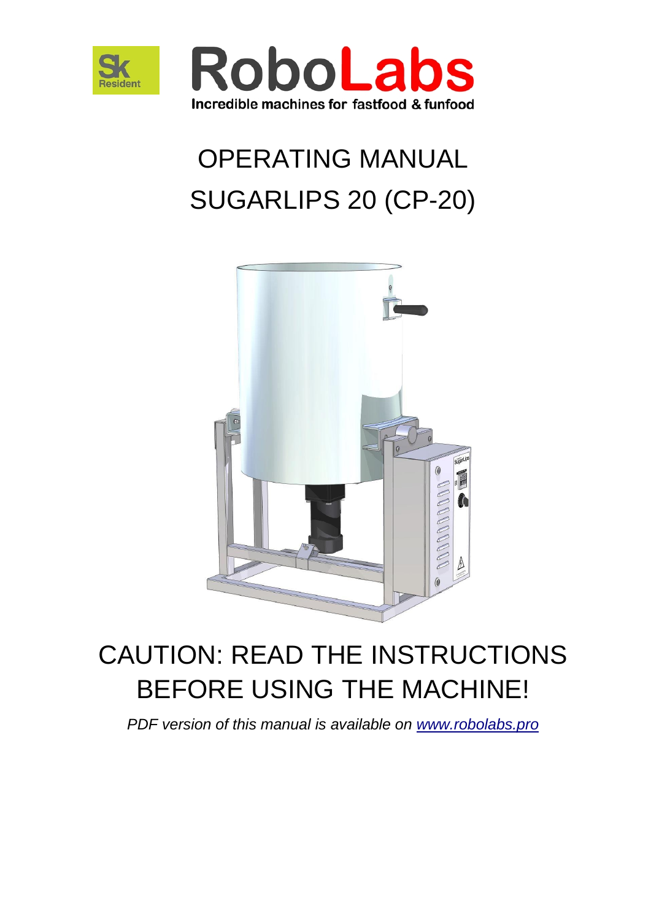RoboLabs

Incredible machines for fastfood & funfood

# OPERATING MANUAL

# SUGARLIPS 20 (CP-20)

## CAUTION: READ THE INSTRUCTIONS BEFORE USING THE MACHINE!

*PDF version of this manual is available on [www.robolabs.pro](www.robolabs.pro)*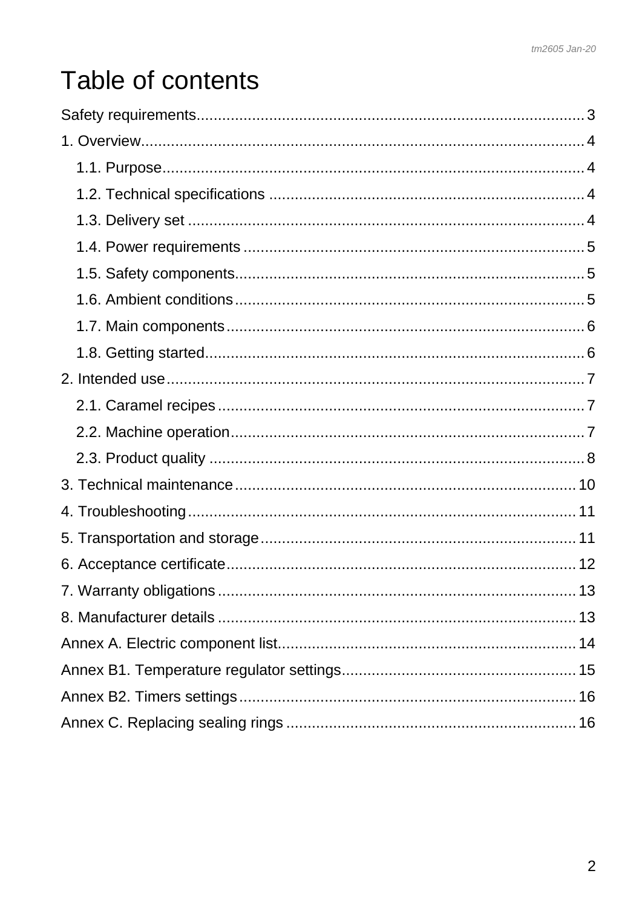# Table of contents

Safety requirements .......... 3

1. Overview .......... 4
   - 1.1. Purpose .......... 4
   - 1.2. Technical specifications .......... 4
   - 1.3. Delivery set .......... 4
   - 1.4. Power requirements .......... 5
   - 1.5. Safety components .......... 5
   - 1.6. Ambient conditions .......... 5
   - 1.7. Main components .......... 6
   - 1.8. Getting started .......... 6
2. Intended use .......... 7
   - 2.1. Caramel recipes .......... 7
   - 2.2. Machine operation .......... 7
   - 2.3. Product quality .......... 8
3. Technical maintenance .......... 10
4. Troubleshooting .......... 11
5. Transportation and storage .......... 11
6. Acceptance certificate .......... 12
7. Warranty obligations .......... 13
8. Manufacturer details .......... 13

Annex A. Electric component list .......... 14

Annex B1. Temperature regulator settings .......... 15

Annex B2. Timers settings .......... 16

Annex C. Replacing sealing rings .......... 16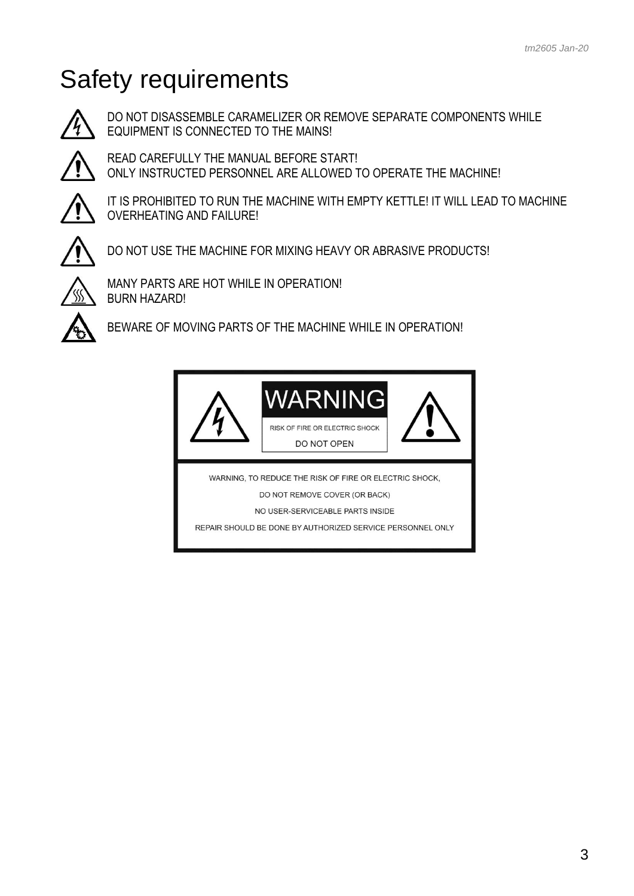# Safety requirements

DO NOT DISASSEMBLE CARAMELIZER OR REMOVE SEPARATE COMPONENTS WHILE EQUIPMENT IS CONNECTED TO THE MAINS!

READ CAREFULLY THE MANUAL BEFORE START!
ONLY INSTRUCTED PERSONNEL ARE ALLOWED TO OPERATE THE MACHINE!

IT IS PROHIBITED TO RUN THE MACHINE WITH EMPTY KETTLE! IT WILL LEAD TO MACHINE OVERHEATING AND FAILURE!

DO NOT USE THE MACHINE FOR MIXING HEAVY OR ABRASIVE PRODUCTS!

MANY PARTS ARE HOT WHILE IN OPERATION!
BURN HAZARD!

BEWARE OF MOVING PARTS OF THE MACHINE WHILE IN OPERATION!

**WARNING**

RISK OF FIRE OR ELECTRIC SHOCK

DO NOT OPEN

WARNING, TO REDUCE THE RISK OF FIRE OR ELECTRIC SHOCK,

DO NOT REMOVE COVER (OR BACK)

NO USER-SERVICEABLE PARTS INSIDE

REPAIR SHOULD BE DONE BY AUTHORIZED SERVICE PERSONNEL ONLY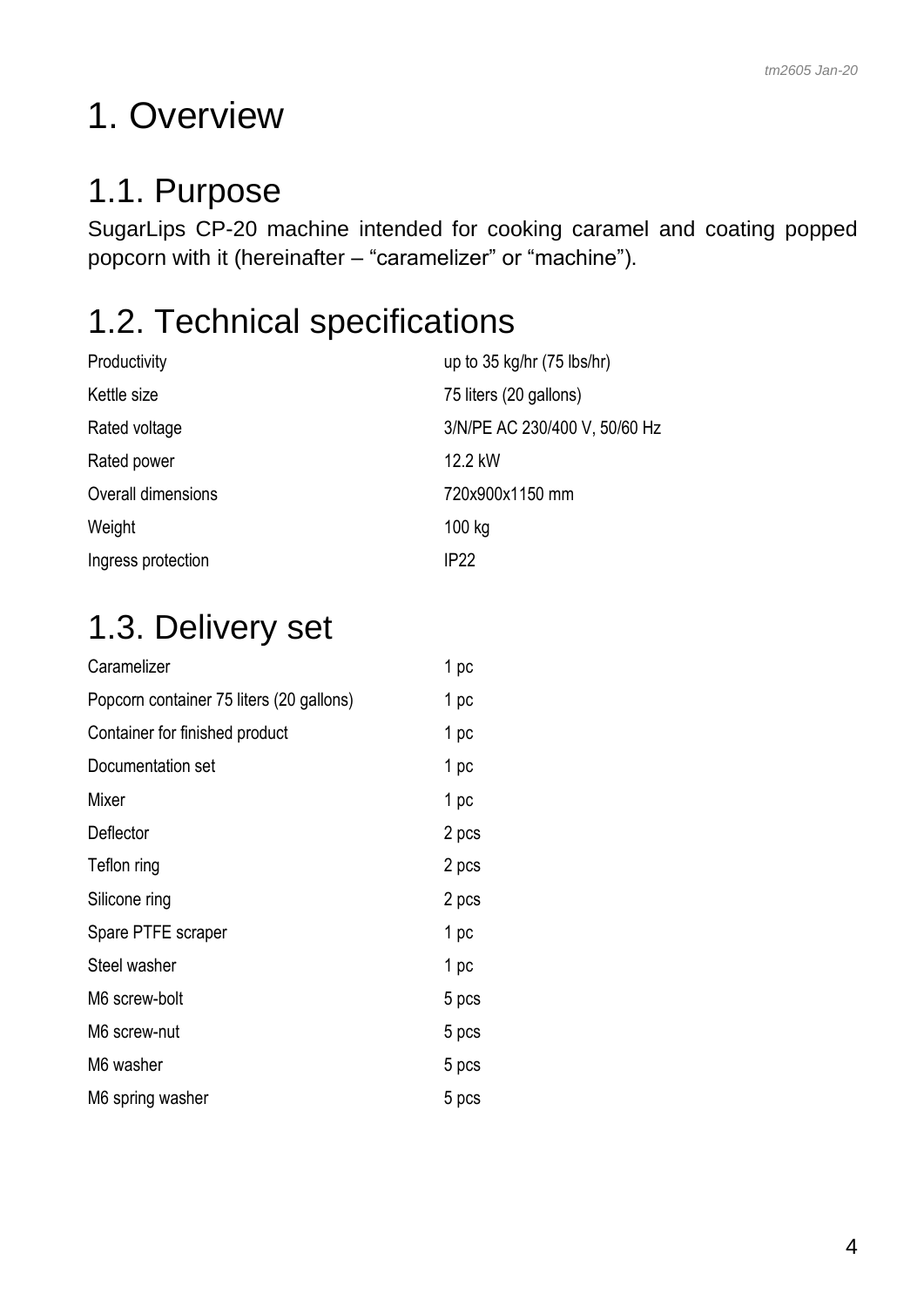# 1. Overview

## 1.1. Purpose

SugarLips CP-20 machine intended for cooking caramel and coating popped popcorn with it (hereinafter – “caramelizer” or “machine”).

## 1.2. Technical specifications

| | |
|---|---|
| Productivity | up to 35 kg/hr (75 lbs/hr) |
| Kettle size | 75 liters (20 gallons) |
| Rated voltage | 3/N/PE AC 230/400 V, 50/60 Hz |
| Rated power | 12.2 kW |
| Overall dimensions | 720x900x1150 mm |
| Weight | 100 kg |
| Ingress protection | IP22 |

## 1.3. Delivery set

| | |
|---|---|
| Caramelizer | 1 pc |
| Popcorn container 75 liters (20 gallons) | 1 pc |
| Container for finished product | 1 pc |
| Documentation set | 1 pc |
| Mixer | 1 pc |
| Deflector | 2 pcs |
| Teflon ring | 2 pcs |
| Silicone ring | 2 pcs |
| Spare PTFE scraper | 1 pc |
| Steel washer | 1 pc |
| M6 screw-bolt | 5 pcs |
| M6 screw-nut | 5 pcs |
| M6 washer | 5 pcs |
| M6 spring washer | 5 pcs |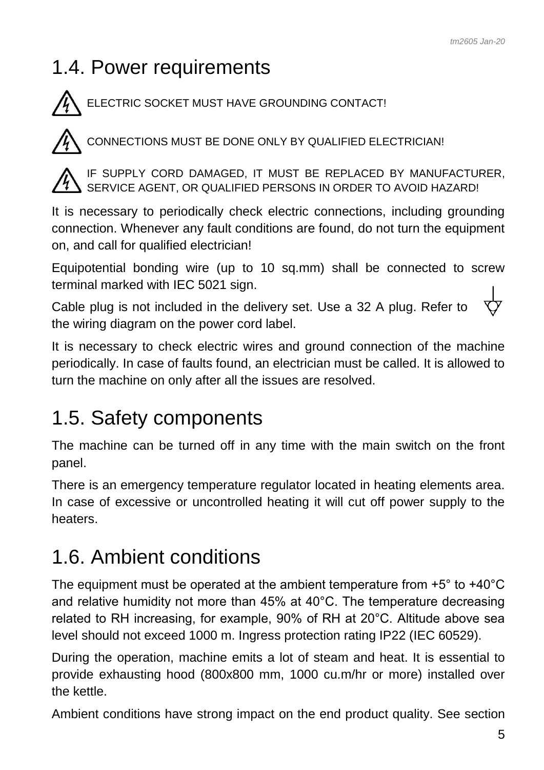## 1.4. Power requirements

ELECTRIC SOCKET MUST HAVE GROUNDING CONTACT!

CONNECTIONS MUST BE DONE ONLY BY QUALIFIED ELECTRICIAN!

IF SUPPLY CORD DAMAGED, IT MUST BE REPLACED BY MANUFACTURER, SERVICE AGENT, OR QUALIFIED PERSONS IN ORDER TO AVOID HAZARD!

It is necessary to periodically check electric connections, including grounding connection. Whenever any fault conditions are found, do not turn the equipment on, and call for qualified electrician!

Equipotential bonding wire (up to 10 sq.mm) shall be connected to screw terminal marked with IEC 5021 sign.

Cable plug is not included in the delivery set. Use a 32 A plug. Refer to the wiring diagram on the power cord label.

It is necessary to check electric wires and ground connection of the machine periodically. In case of faults found, an electrician must be called. It is allowed to turn the machine on only after all the issues are resolved.

## 1.5. Safety components

The machine can be turned off in any time with the main switch on the front panel.

There is an emergency temperature regulator located in heating elements area. In case of excessive or uncontrolled heating it will cut off power supply to the heaters.

## 1.6. Ambient conditions

The equipment must be operated at the ambient temperature from +5° to +40°C and relative humidity not more than 45% at 40°C. The temperature decreasing related to RH increasing, for example, 90% of RH at 20°C. Altitude above sea level should not exceed 1000 m. Ingress protection rating IP22 (IEC 60529).

During the operation, machine emits a lot of steam and heat. It is essential to provide exhausting hood (800x800 mm, 1000 cu.m/hr or more) installed over the kettle.

Ambient conditions have strong impact on the end product quality. See section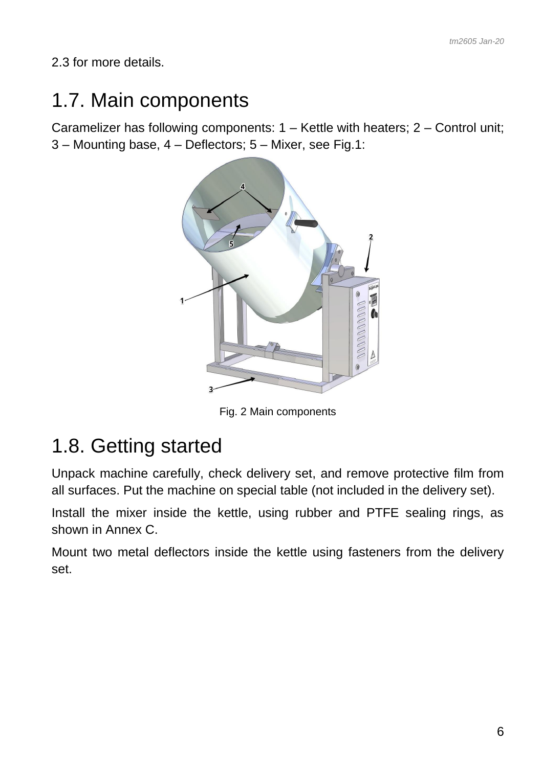2.3 for more details.

## 1.7. Main components

Caramelizer has following components: 1 – Kettle with heaters; 2 – Control unit; 3 – Mounting base, 4 – Deflectors; 5 – Mixer, see Fig.1:

Fig. 2 Main components

## 1.8. Getting started

Unpack machine carefully, check delivery set, and remove protective film from all surfaces. Put the machine on special table (not included in the delivery set).

Install the mixer inside the kettle, using rubber and PTFE sealing rings, as shown in Annex C.

Mount two metal deflectors inside the kettle using fasteners from the delivery set.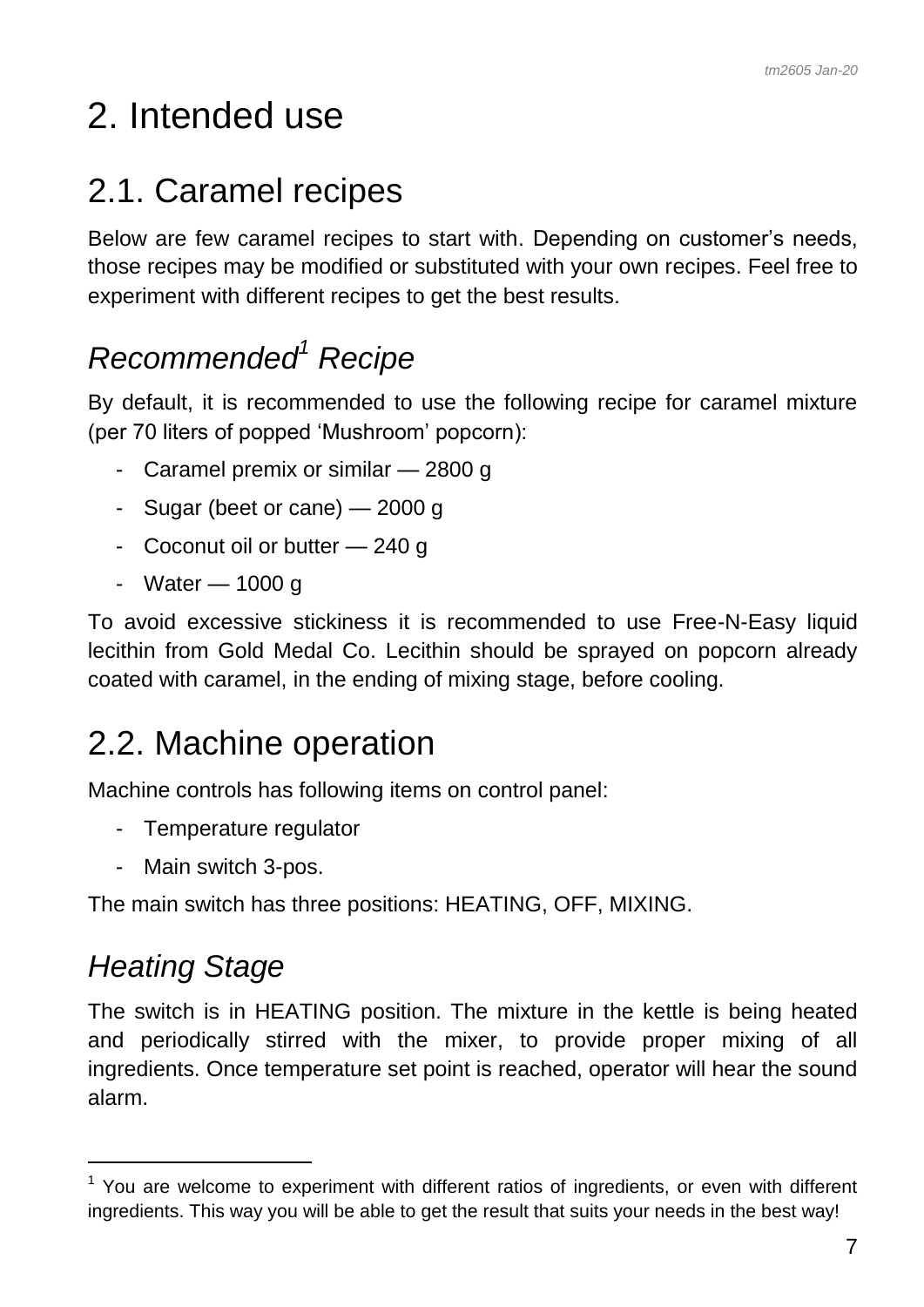# 2. Intended use

## 2.1. Caramel recipes

Below are few caramel recipes to start with. Depending on customer's needs, those recipes may be modified or substituted with your own recipes. Feel free to experiment with different recipes to get the best results.

### *Recommended[1] Recipe*

By default, it is recommended to use the following recipe for caramel mixture (per 70 liters of popped 'Mushroom' popcorn):

- Caramel premix or similar — 2800 g
- Sugar (beet or cane) — 2000 g
- Coconut oil or butter — 240 g
- Water — 1000 g

To avoid excessive stickiness it is recommended to use Free-N-Easy liquid lecithin from Gold Medal Co. Lecithin should be sprayed on popcorn already coated with caramel, in the ending of mixing stage, before cooling.

## 2.2. Machine operation

Machine controls has following items on control panel:

- Temperature regulator
- Main switch 3-pos.

The main switch has three positions: HEATING, OFF, MIXING.

### *Heating Stage*

The switch is in HEATING position. The mixture in the kettle is being heated and periodically stirred with the mixer, to provide proper mixing of all ingredients. Once temperature set point is reached, operator will hear the sound alarm.

---

[1] You are welcome to experiment with different ratios of ingredients, or even with different ingredients. This way you will be able to get the result that suits your needs in the best way!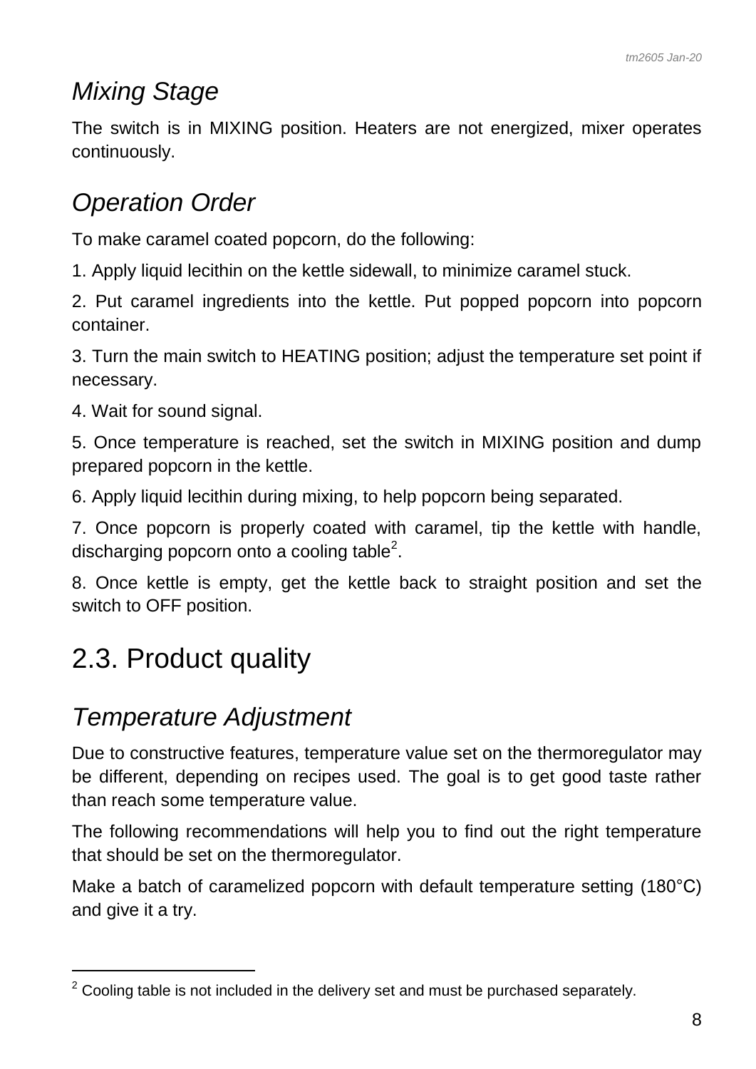### *Mixing Stage*

The switch is in MIXING position. Heaters are not energized, mixer operates continuously.

### *Operation Order*

To make caramel coated popcorn, do the following:

1. Apply liquid lecithin on the kettle sidewall, to minimize caramel stuck.

2. Put caramel ingredients into the kettle. Put popped popcorn into popcorn container.

3. Turn the main switch to HEATING position; adjust the temperature set point if necessary.

4. Wait for sound signal.

5. Once temperature is reached, set the switch in MIXING position and dump prepared popcorn in the kettle.

6. Apply liquid lecithin during mixing, to help popcorn being separated.

7. Once popcorn is properly coated with caramel, tip the kettle with handle, discharging popcorn onto a cooling table[2].

8. Once kettle is empty, get the kettle back to straight position and set the switch to OFF position.

## 2.3. Product quality

### *Temperature Adjustment*

Due to constructive features, temperature value set on the thermoregulator may be different, depending on recipes used. The goal is to get good taste rather than reach some temperature value.

The following recommendations will help you to find out the right temperature that should be set on the thermoregulator.

Make a batch of caramelized popcorn with default temperature setting (180°C) and give it a try.

---

[2] Cooling table is not included in the delivery set and must be purchased separately.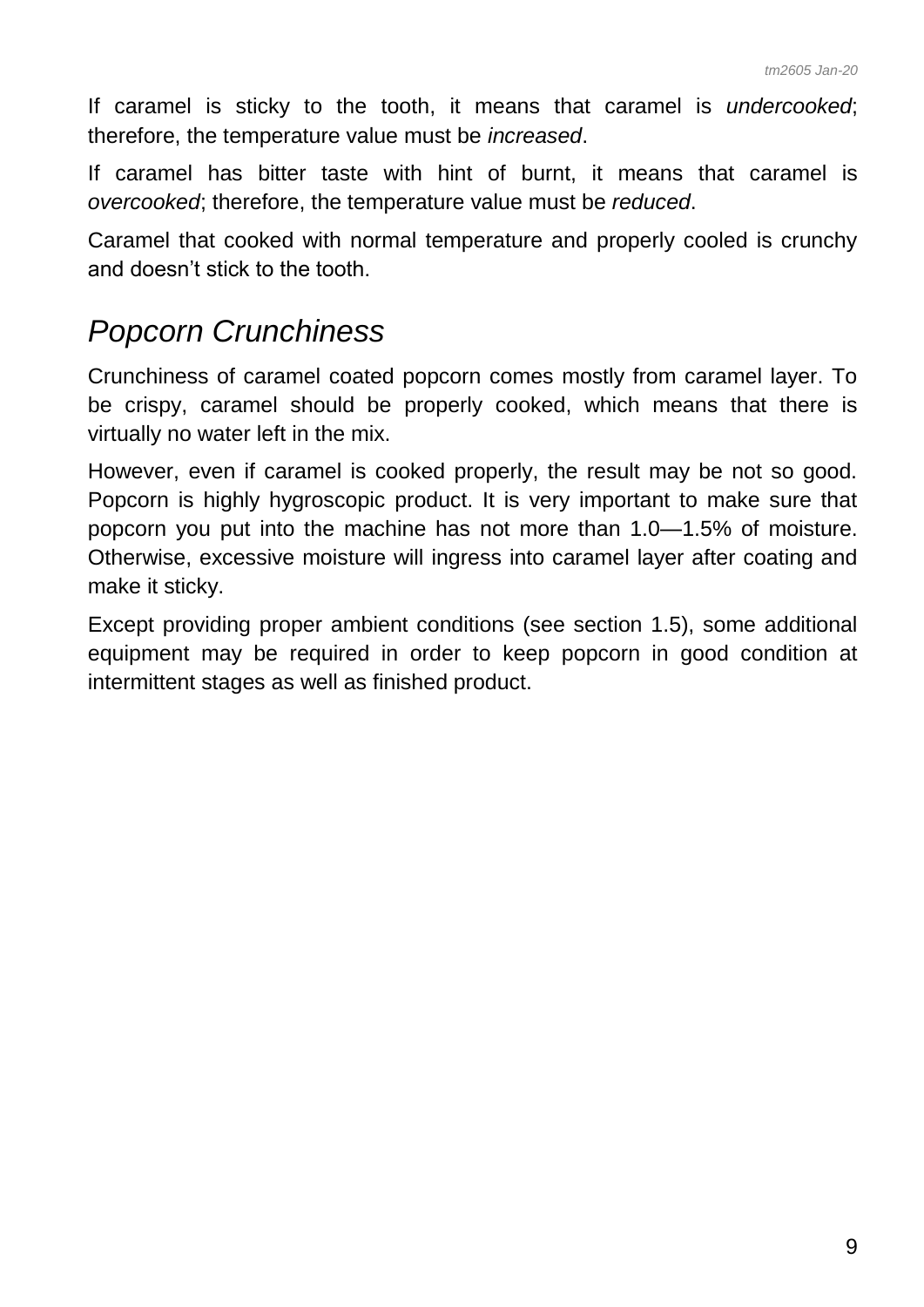If caramel is sticky to the tooth, it means that caramel is *undercooked*; therefore, the temperature value must be *increased*.

If caramel has bitter taste with hint of burnt, it means that caramel is *overcooked*; therefore, the temperature value must be *reduced*.

Caramel that cooked with normal temperature and properly cooled is crunchy and doesn't stick to the tooth.

## *Popcorn Crunchiness*

Crunchiness of caramel coated popcorn comes mostly from caramel layer. To be crispy, caramel should be properly cooked, which means that there is virtually no water left in the mix.

However, even if caramel is cooked properly, the result may be not so good. Popcorn is highly hygroscopic product. It is very important to make sure that popcorn you put into the machine has not more than 1.0—1.5% of moisture. Otherwise, excessive moisture will ingress into caramel layer after coating and make it sticky.

Except providing proper ambient conditions (see section 1.5), some additional equipment may be required in order to keep popcorn in good condition at intermittent stages as well as finished product.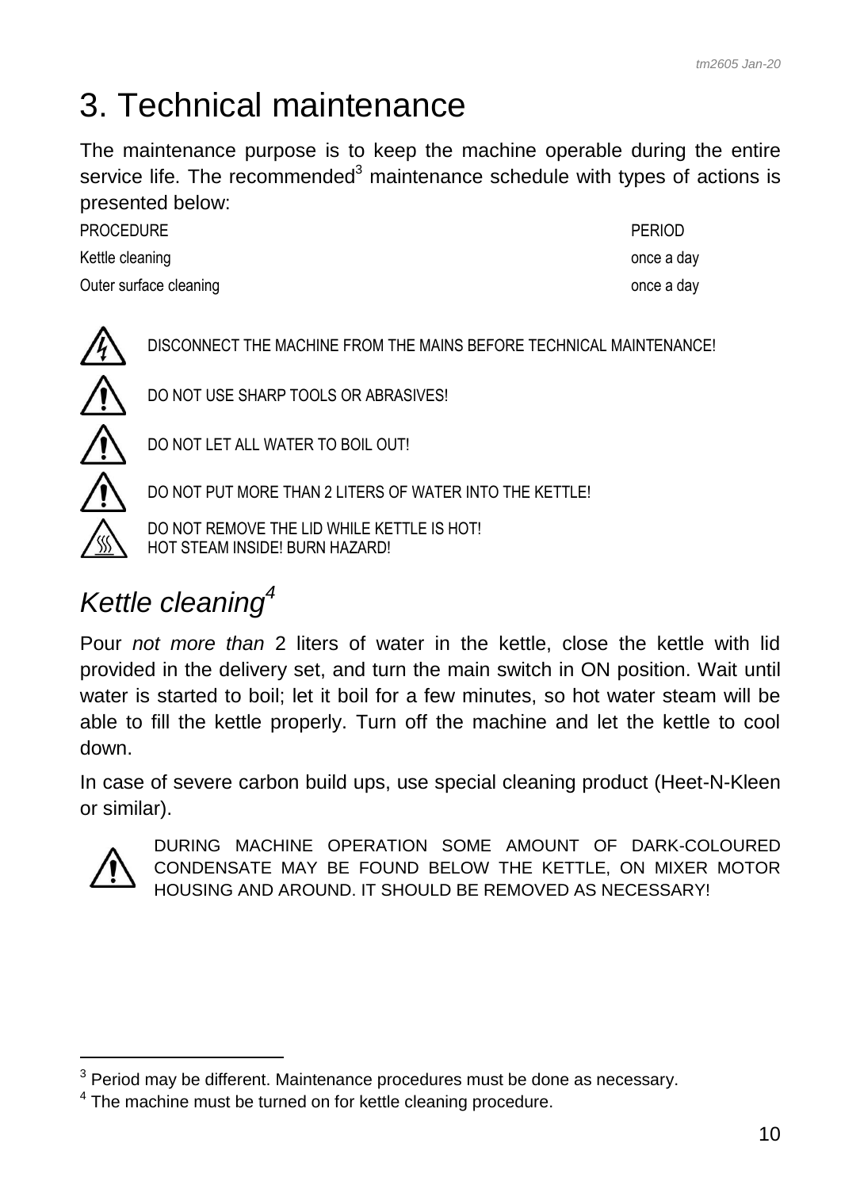# 3. Technical maintenance

The maintenance purpose is to keep the machine operable during the entire service life. The recommended[3] maintenance schedule with types of actions is presented below:

| PROCEDURE | PERIOD |
|---|---|
| Kettle cleaning | once a day |
| Outer surface cleaning | once a day |

DISCONNECT THE MACHINE FROM THE MAINS BEFORE TECHNICAL MAINTENANCE!

DO NOT USE SHARP TOOLS OR ABRASIVES!

DO NOT LET ALL WATER TO BOIL OUT!

DO NOT PUT MORE THAN 2 LITERS OF WATER INTO THE KETTLE!

DO NOT REMOVE THE LID WHILE KETTLE IS HOT!
HOT STEAM INSIDE! BURN HAZARD!

## *Kettle cleaning*[4]

Pour *not more than* 2 liters of water in the kettle, close the kettle with lid provided in the delivery set, and turn the main switch in ON position. Wait until water is started to boil; let it boil for a few minutes, so hot water steam will be able to fill the kettle properly. Turn off the machine and let the kettle to cool down.

In case of severe carbon build ups, use special cleaning product (Heet-N-Kleen or similar).

DURING MACHINE OPERATION SOME AMOUNT OF DARK-COLOURED CONDENSATE MAY BE FOUND BELOW THE KETTLE, ON MIXER MOTOR HOUSING AND AROUND. IT SHOULD BE REMOVED AS NECESSARY!

---

[3] Period may be different. Maintenance procedures must be done as necessary.

[4] The machine must be turned on for kettle cleaning procedure.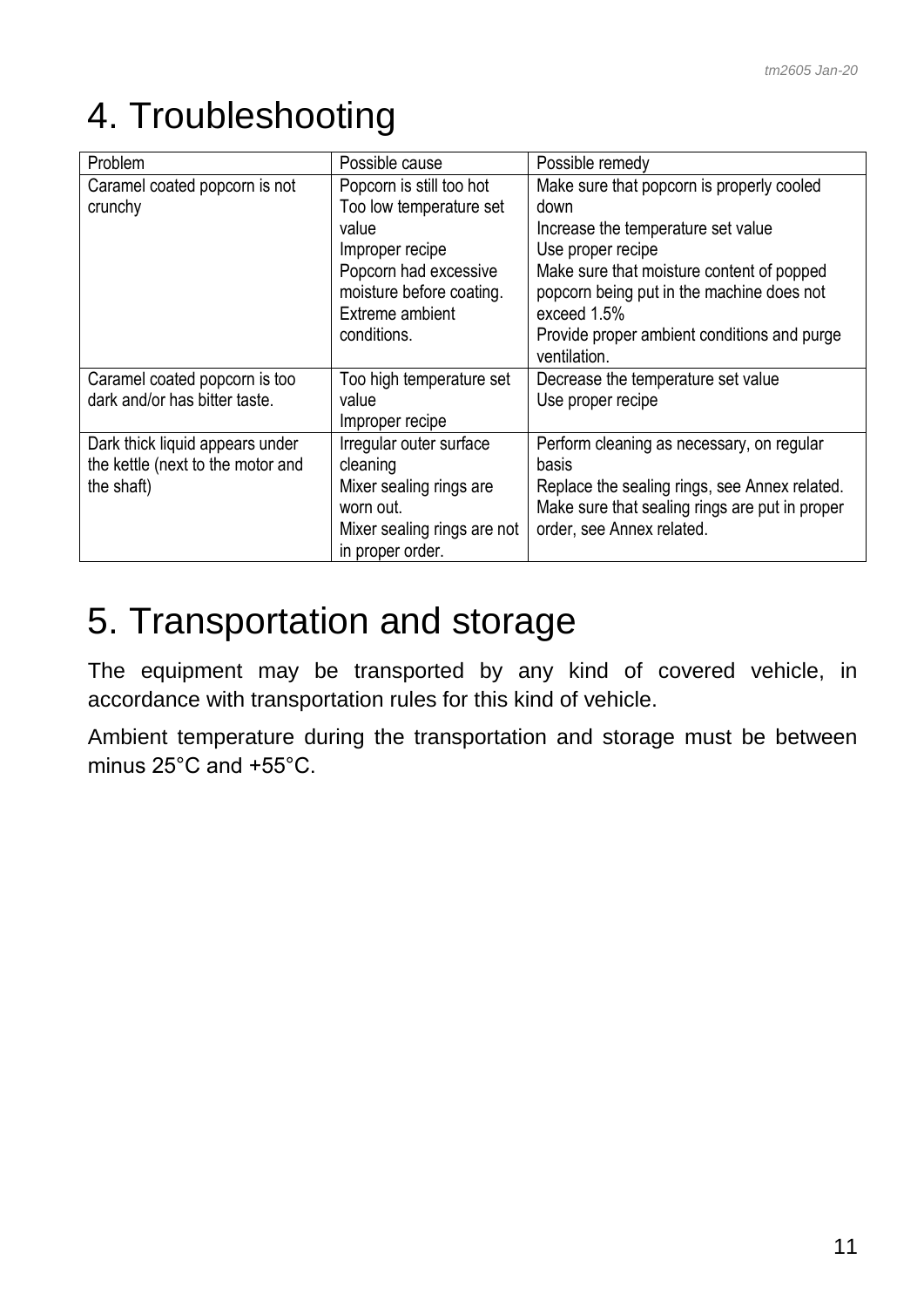# 4. Troubleshooting

| Problem | Possible cause | Possible remedy |
|---|---|---|
| Caramel coated popcorn is not crunchy | Popcorn is still too hot<br>Too low temperature set value<br>Improper recipe<br>Popcorn had excessive moisture before coating.<br>Extreme ambient conditions. | Make sure that popcorn is properly cooled down<br>Increase the temperature set value<br>Use proper recipe<br>Make sure that moisture content of popped popcorn being put in the machine does not exceed 1.5%<br>Provide proper ambient conditions and purge ventilation. |
| Caramel coated popcorn is too dark and/or has bitter taste. | Too high temperature set value<br>Improper recipe | Decrease the temperature set value<br>Use proper recipe |
| Dark thick liquid appears under the kettle (next to the motor and the shaft) | Irregular outer surface cleaning<br>Mixer sealing rings are worn out.<br>Mixer sealing rings are not in proper order. | Perform cleaning as necessary, on regular basis<br>Replace the sealing rings, see Annex related.<br>Make sure that sealing rings are put in proper order, see Annex related. |

# 5. Transportation and storage

The equipment may be transported by any kind of covered vehicle, in accordance with transportation rules for this kind of vehicle.

Ambient temperature during the transportation and storage must be between minus 25°C and +55°C.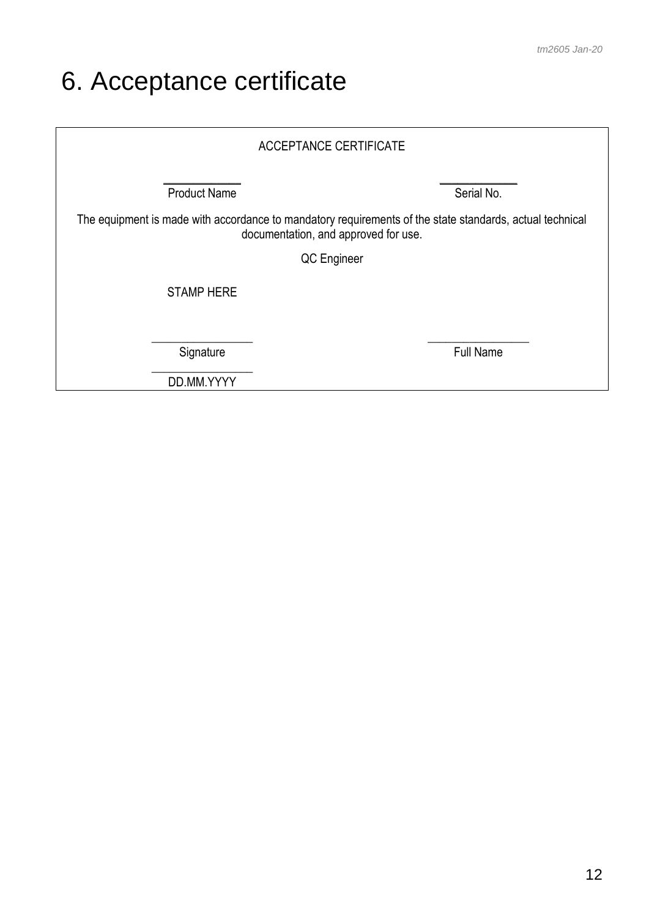# 6. Acceptance certificate

ACCEPTANCE CERTIFICATE

| ____________ | ____________ |
|---|---|
| Product Name | Serial No. |

The equipment is made with accordance to mandatory requirements of the state standards, actual technical documentation, and approved for use.

QC Engineer

STAMP HERE

| ________________ | ________________ |
|---|---|
| Signature | Full Name |
| ________________ | |
| DD.MM.YYYY | |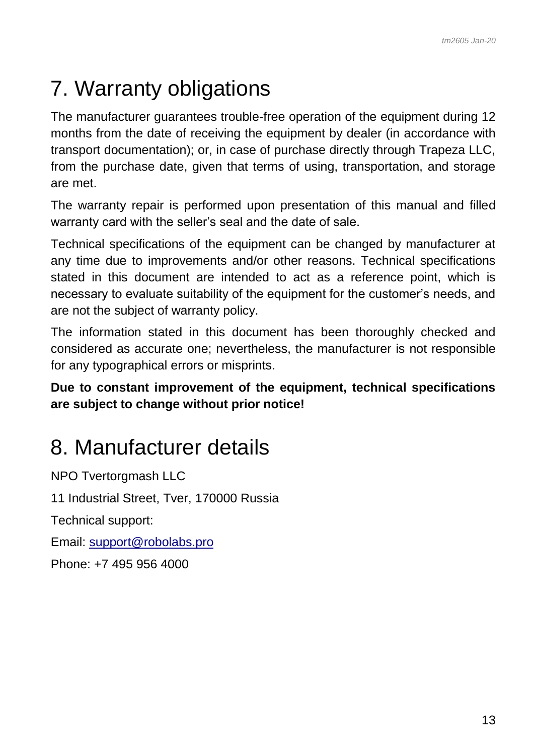# 7. Warranty obligations

The manufacturer guarantees trouble-free operation of the equipment during 12 months from the date of receiving the equipment by dealer (in accordance with transport documentation); or, in case of purchase directly through Trapeza LLC, from the purchase date, given that terms of using, transportation, and storage are met.

The warranty repair is performed upon presentation of this manual and filled warranty card with the seller's seal and the date of sale.

Technical specifications of the equipment can be changed by manufacturer at any time due to improvements and/or other reasons. Technical specifications stated in this document are intended to act as a reference point, which is necessary to evaluate suitability of the equipment for the customer's needs, and are not the subject of warranty policy.

The information stated in this document has been thoroughly checked and considered as accurate one; nevertheless, the manufacturer is not responsible for any typographical errors or misprints.

**Due to constant improvement of the equipment, technical specifications are subject to change without prior notice!**

# 8. Manufacturer details

NPO Tvertorgmash LLC

11 Industrial Street, Tver, 170000 Russia

Technical support:

Email: support@robolabs.pro

Phone: +7 495 956 4000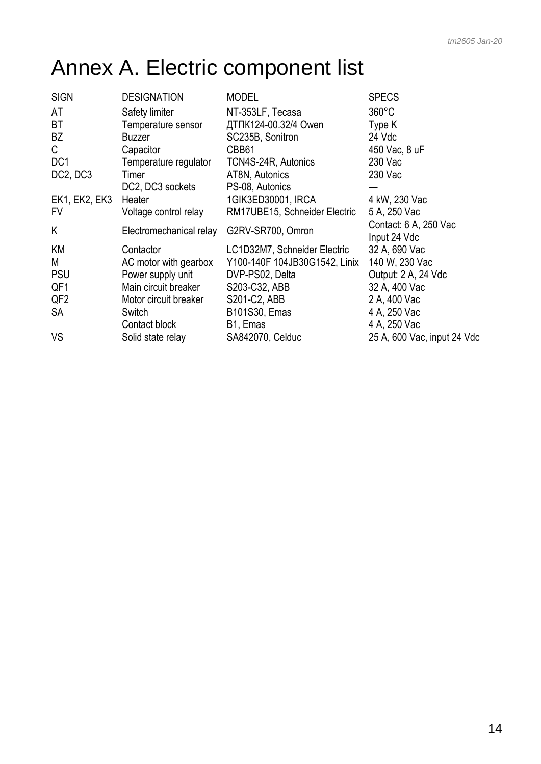# Annex A. Electric component list

| SIGN | DESIGNATION | MODEL | SPECS |
|---|---|---|---|
| AT | Safety limiter | NT-353LF, Tecasa | 360°C |
| BT | Temperature sensor | ДТПК124-00.32/4 Owen | Type K |
| BZ | Buzzer | SC235B, Sonitron | 24 Vdc |
| C | Capacitor | CBB61 | 450 Vac, 8 uF |
| DC1 | Temperature regulator | TCN4S-24R, Autonics | 230 Vac |
| DC2, DC3 | Timer | AT8N, Autonics | 230 Vac |
| | DC2, DC3 sockets | PS-08, Autonics | — |
| EK1, EK2, EK3 | Heater | 1GIK3ED30001, IRCA | 4 kW, 230 Vac |
| FV | Voltage control relay | RM17UBE15, Schneider Electric | 5 A, 250 Vac |
| K | Electromechanical relay | G2RV-SR700, Omron | Contact: 6 A, 250 Vac Input 24 Vdc |
| KM | Contactor | LC1D32M7, Schneider Electric | 32 A, 690 Vac |
| M | AC motor with gearbox | Y100-140F 104JB30G1542, Linix | 140 W, 230 Vac |
| PSU | Power supply unit | DVP-PS02, Delta | Output: 2 A, 24 Vdc |
| QF1 | Main circuit breaker | S203-C32, ABB | 32 A, 400 Vac |
| QF2 | Motor circuit breaker | S201-C2, ABB | 2 A, 400 Vac |
| SA | Switch | B101S30, Emas | 4 A, 250 Vac |
| | Contact block | B1, Emas | 4 A, 250 Vac |
| VS | Solid state relay | SA842070, Celduc | 25 A, 600 Vac, input 24 Vdc |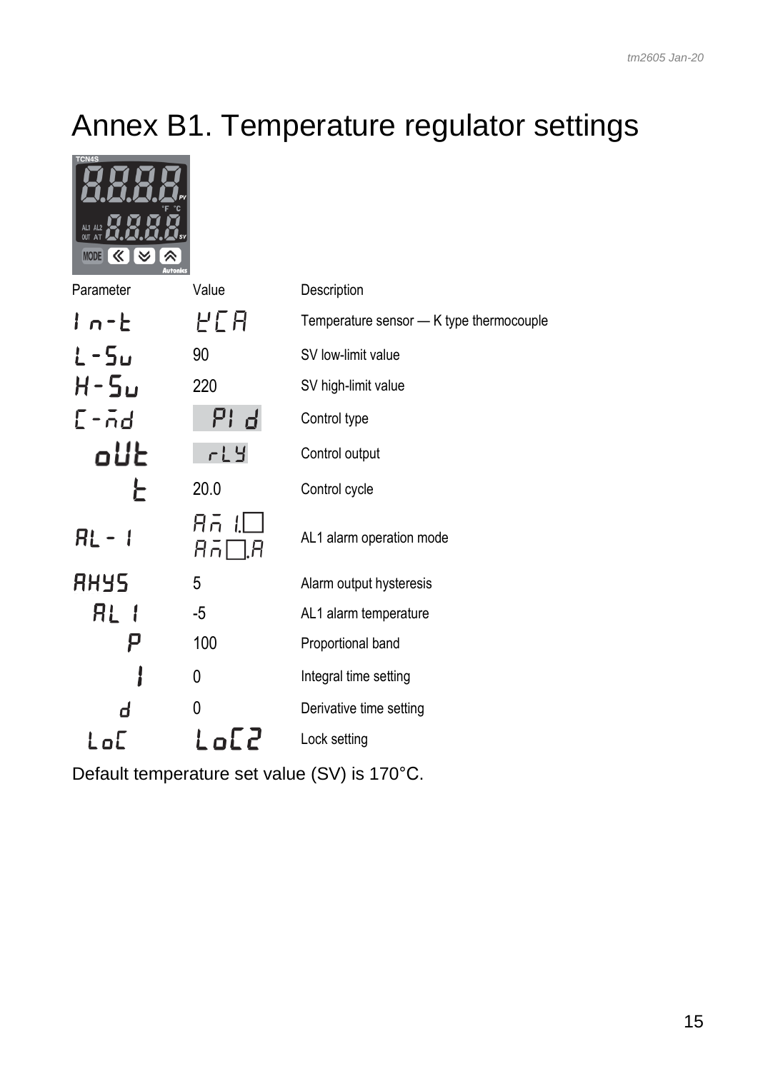# Annex B1. Temperature regulator settings

| Parameter | Value | Description |
| --- | --- | --- |
| In-t | KCA | Temperature sensor — K type thermocouple |
| L-Sv | 90 | SV low-limit value |
| H-Sv | 220 | SV high-limit value |
| C-md | PId | Control type |
| oUt | rLY | Control output |
| t | 20.0 | Control cycle |
| AL-1 | Am1.□ Am□.A | AL1 alarm operation mode |
| AHYS | 5 | Alarm output hysteresis |
| AL1 | -5 | AL1 alarm temperature |
| P | 100 | Proportional band |
| I | 0 | Integral time setting |
| d | 0 | Derivative time setting |
| LoC | LoC2 | Lock setting |

Default temperature set value (SV) is 170°C.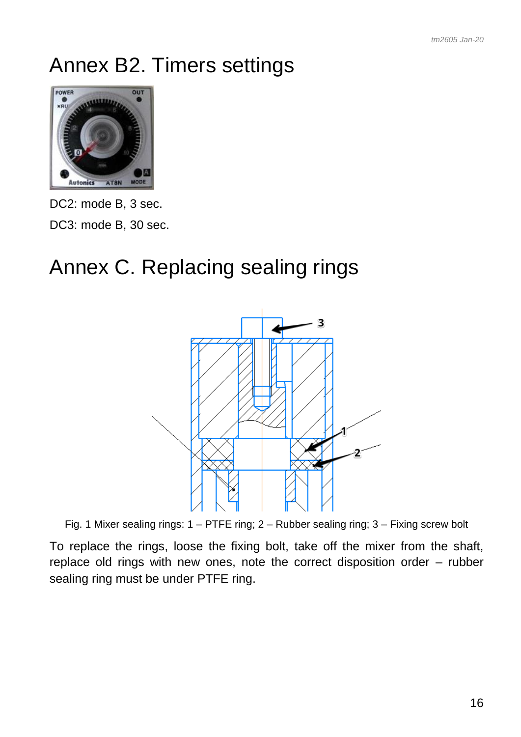# Annex B2. Timers settings

DC2: mode B, 3 sec.

DC3: mode B, 30 sec.

# Annex C. Replacing sealing rings

Fig. 1 Mixer sealing rings: 1 – PTFE ring; 2 – Rubber sealing ring; 3 – Fixing screw bolt

To replace the rings, loose the fixing bolt, take off the mixer from the shaft, replace old rings with new ones, note the correct disposition order – rubber sealing ring must be under PTFE ring.